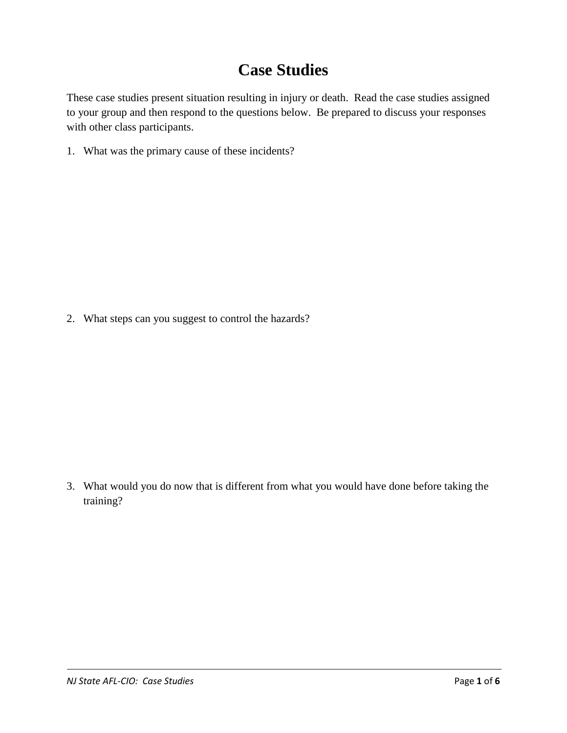# Case Studies

These case studies present situation resulting in injury or death. Read the case studies assigned to your group and then respond to the questions below. Be prepared to discuss your responses with other class participants.

1. What was the primary cause of these incidents?

2. What steps can you suggest to control the hazards?

3. What would you do now that is different from what you would have done before taking the training?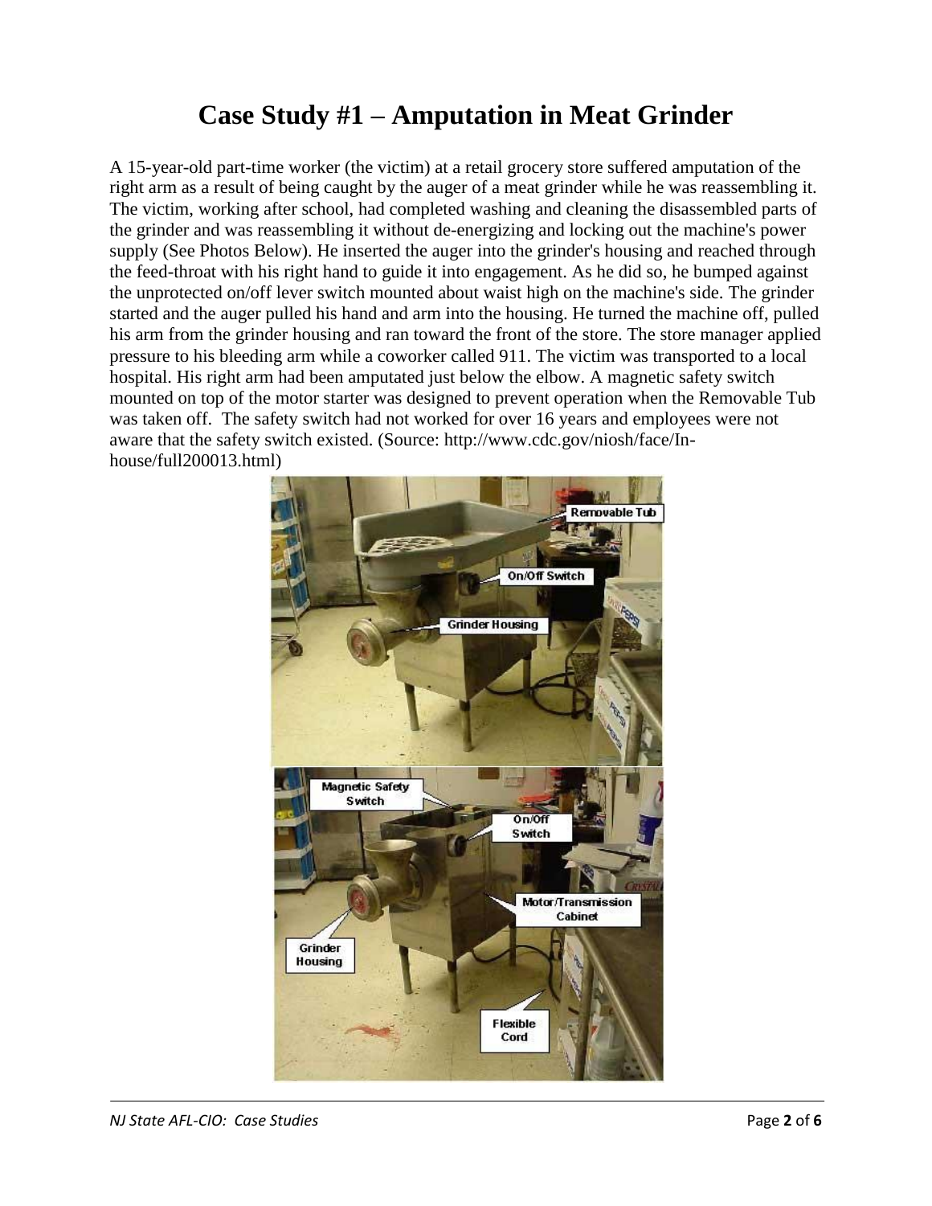# Case Study #1 – Amputation in Meat Grinder

A 15-year-old part-time worker (the victim) at a retail grocery store suffered amputation of the right arm as a result of being caught by the auger of a meat grinder while he was reassembling it. The victim, working after school, had completed washing and cleaning the disassembled parts of the grinder and was reassembling it without de-energizing and locking out the machine's power supply (See Photos Below). He inserted the auger into the grinder's housing and reached through the feed-throat with his right hand to guide it into engagement. As he did so, he bumped against the unprotected on/off lever switch mounted about waist high on the machine's side. The grinder started and the auger pulled his hand and arm into the housing. He turned the machine off, pulled his arm from the grinder housing and ran toward the front of the store. The store manager applied pressure to his bleeding arm while a coworker called 911. The victim was transported to a local hospital. His right arm had been amputated just below the elbow. A magnetic safety switch mounted on top of the motor starter was designed to prevent operation when the Removable Tub was taken off. The safety switch had not worked for over 16 years and employees were not aware that the safety switch existed. (Source: http://www.cdc.gov/niosh/face/In-house/full200013.html)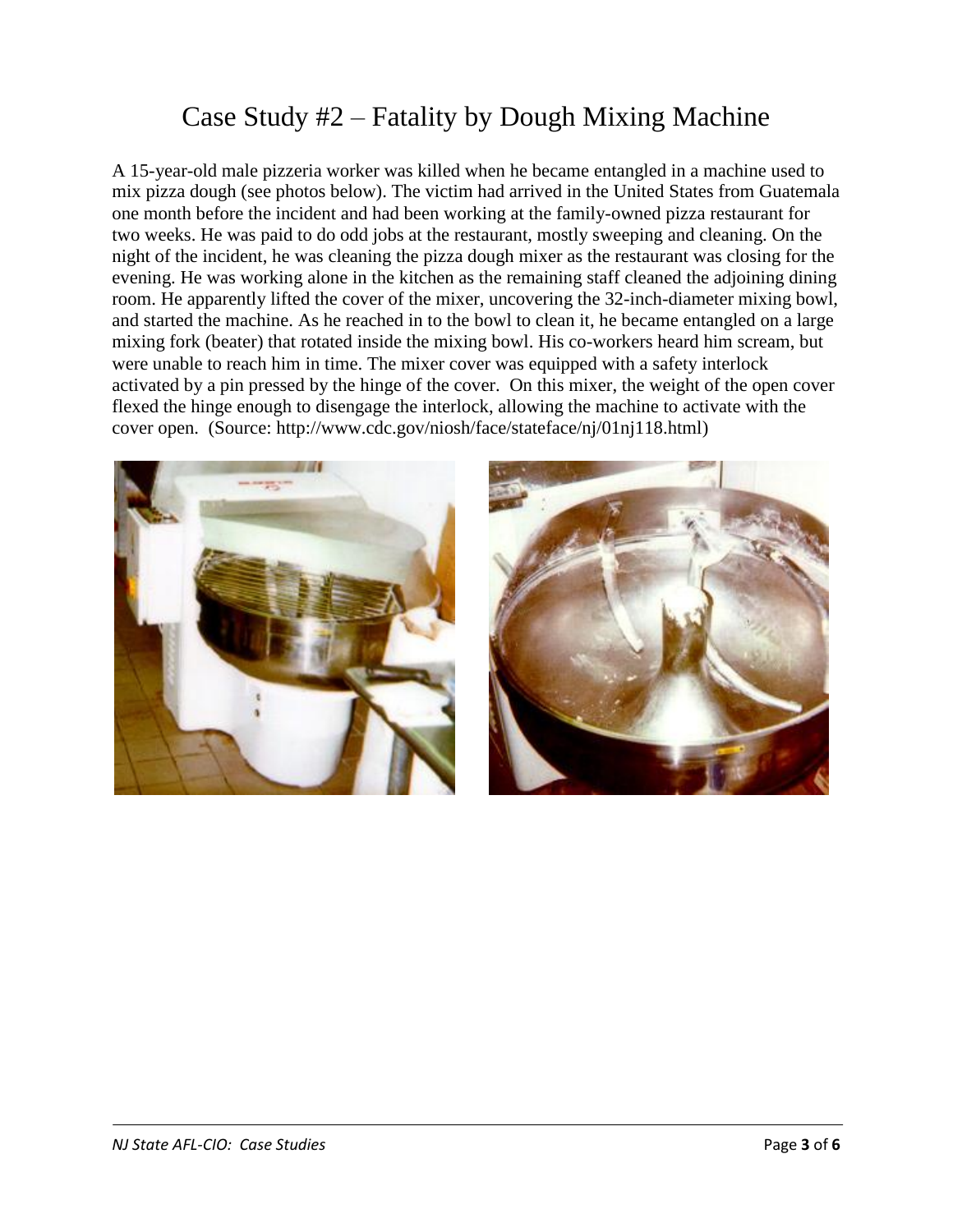# Case Study #2 – Fatality by Dough Mixing Machine

A 15-year-old male pizzeria worker was killed when he became entangled in a machine used to mix pizza dough (see photos below). The victim had arrived in the United States from Guatemala one month before the incident and had been working at the family-owned pizza restaurant for two weeks. He was paid to do odd jobs at the restaurant, mostly sweeping and cleaning. On the night of the incident, he was cleaning the pizza dough mixer as the restaurant was closing for the evening. He was working alone in the kitchen as the remaining staff cleaned the adjoining dining room. He apparently lifted the cover of the mixer, uncovering the 32-inch-diameter mixing bowl, and started the machine. As he reached in to the bowl to clean it, he became entangled on a large mixing fork (beater) that rotated inside the mixing bowl. His co-workers heard him scream, but were unable to reach him in time. The mixer cover was equipped with a safety interlock activated by a pin pressed by the hinge of the cover. On this mixer, the weight of the open cover flexed the hinge enough to disengage the interlock, allowing the machine to activate with the cover open. (Source: http://www.cdc.gov/niosh/face/stateface/nj/01nj118.html)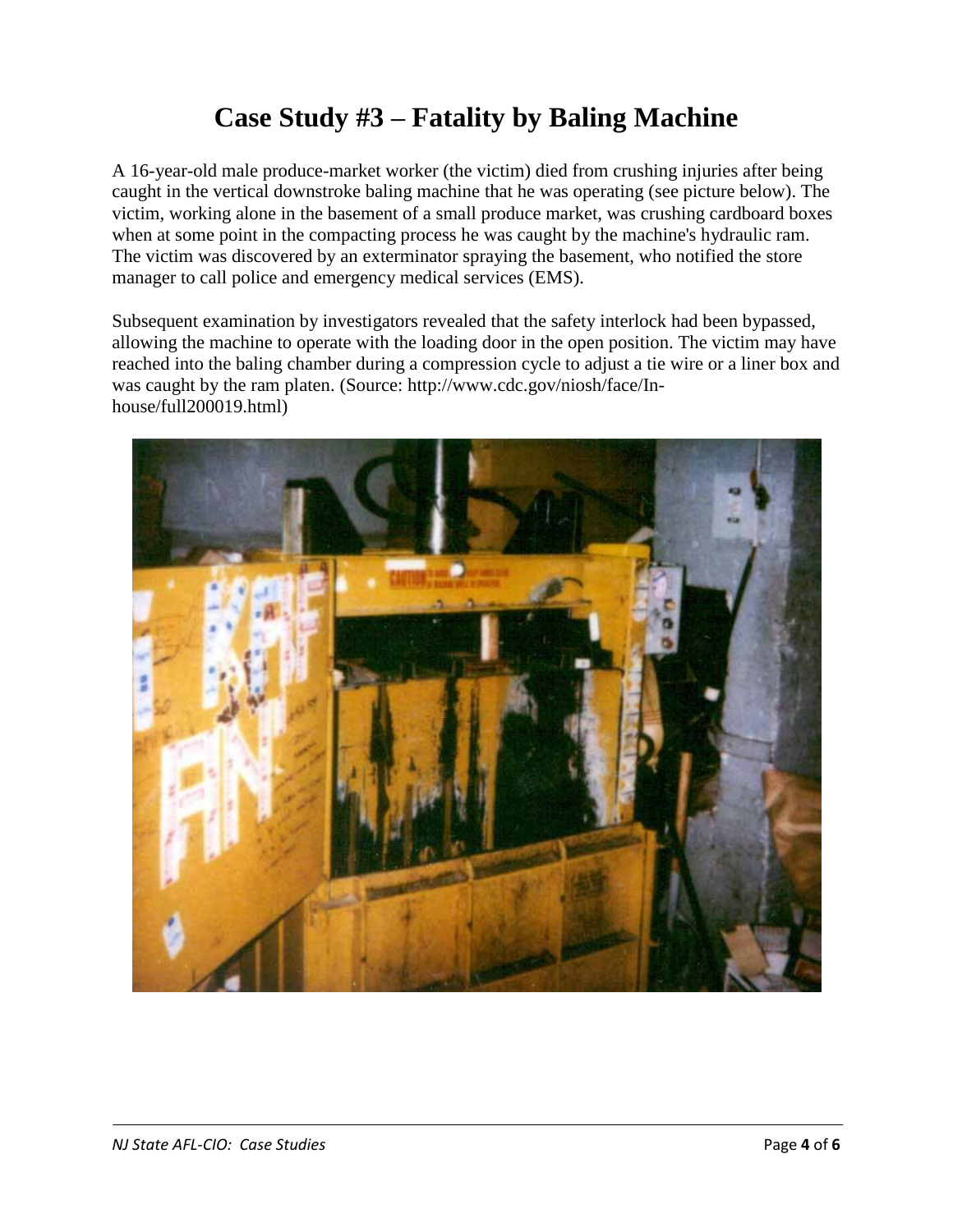# Case Study #3 – Fatality by Baling Machine

A 16-year-old male produce-market worker (the victim) died from crushing injuries after being caught in the vertical downstroke baling machine that he was operating (see picture below). The victim, working alone in the basement of a small produce market, was crushing cardboard boxes when at some point in the compacting process he was caught by the machine's hydraulic ram. The victim was discovered by an exterminator spraying the basement, who notified the store manager to call police and emergency medical services (EMS).

Subsequent examination by investigators revealed that the safety interlock had been bypassed, allowing the machine to operate with the loading door in the open position. The victim may have reached into the baling chamber during a compression cycle to adjust a tie wire or a liner box and was caught by the ram platen. (Source: http://www.cdc.gov/niosh/face/In-house/full200019.html)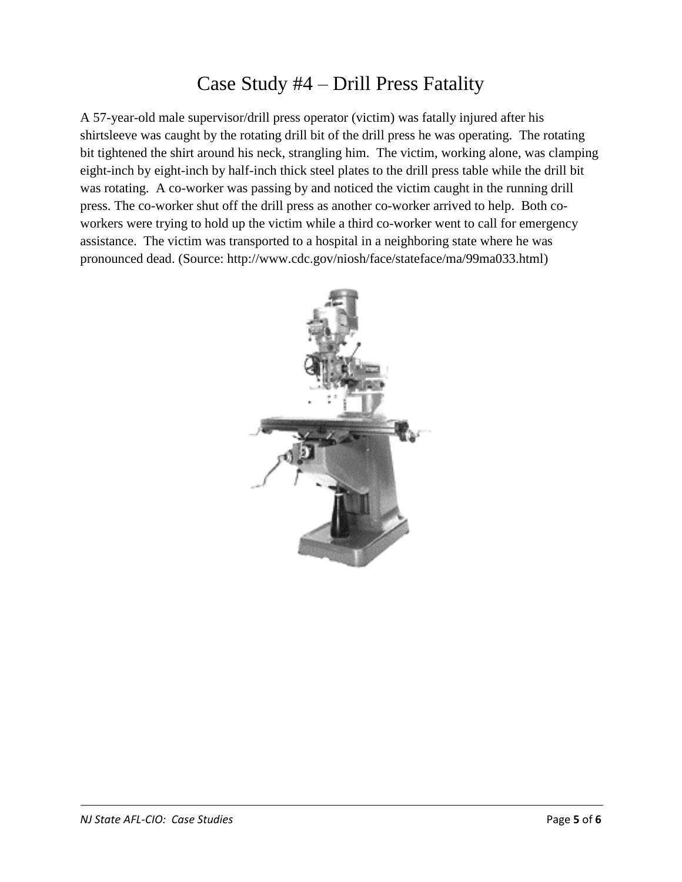# Case Study #4 – Drill Press Fatality

A 57-year-old male supervisor/drill press operator (victim) was fatally injured after his shirtsleeve was caught by the rotating drill bit of the drill press he was operating. The rotating bit tightened the shirt around his neck, strangling him. The victim, working alone, was clamping eight-inch by eight-inch by half-inch thick steel plates to the drill press table while the drill bit was rotating. A co-worker was passing by and noticed the victim caught in the running drill press. The co-worker shut off the drill press as another co-worker arrived to help. Both co-workers were trying to hold up the victim while a third co-worker went to call for emergency assistance. The victim was transported to a hospital in a neighboring state where he was pronounced dead. (Source: http://www.cdc.gov/niosh/face/stateface/ma/99ma033.html)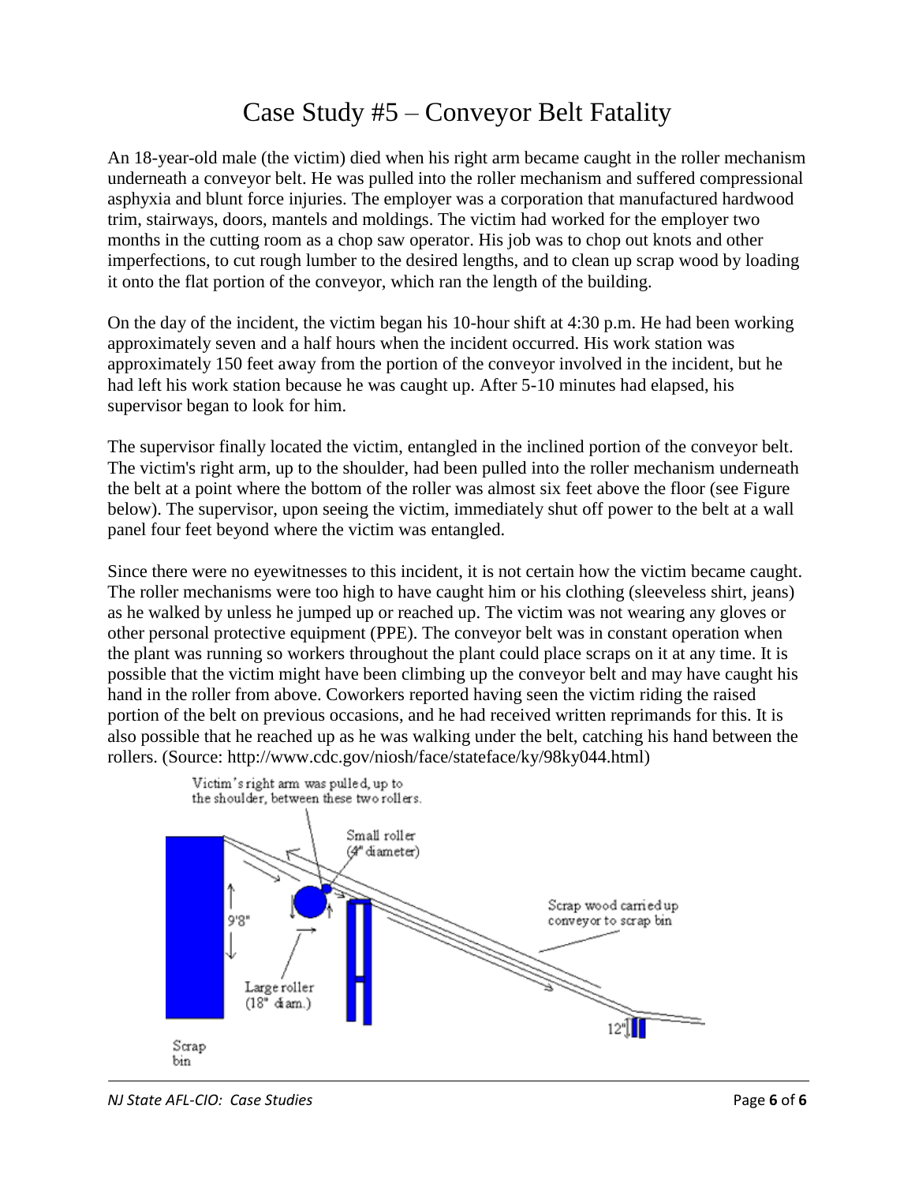# Case Study #5 – Conveyor Belt Fatality

An 18-year-old male (the victim) died when his right arm became caught in the roller mechanism underneath a conveyor belt. He was pulled into the roller mechanism and suffered compressional asphyxia and blunt force injuries. The employer was a corporation that manufactured hardwood trim, stairways, doors, mantels and moldings. The victim had worked for the employer two months in the cutting room as a chop saw operator. His job was to chop out knots and other imperfections, to cut rough lumber to the desired lengths, and to clean up scrap wood by loading it onto the flat portion of the conveyor, which ran the length of the building.

On the day of the incident, the victim began his 10-hour shift at 4:30 p.m. He had been working approximately seven and a half hours when the incident occurred. His work station was approximately 150 feet away from the portion of the conveyor involved in the incident, but he had left his work station because he was caught up. After 5-10 minutes had elapsed, his supervisor began to look for him.

The supervisor finally located the victim, entangled in the inclined portion of the conveyor belt. The victim's right arm, up to the shoulder, had been pulled into the roller mechanism underneath the belt at a point where the bottom of the roller was almost six feet above the floor (see Figure below). The supervisor, upon seeing the victim, immediately shut off power to the belt at a wall panel four feet beyond where the victim was entangled.

Since there were no eyewitnesses to this incident, it is not certain how the victim became caught. The roller mechanisms were too high to have caught him or his clothing (sleeveless shirt, jeans) as he walked by unless he jumped up or reached up. The victim was not wearing any gloves or other personal protective equipment (PPE). The conveyor belt was in constant operation when the plant was running so workers throughout the plant could place scraps on it at any time. It is possible that the victim might have been climbing up the conveyor belt and may have caught his hand in the roller from above. Coworkers reported having seen the victim riding the raised portion of the belt on previous occasions, and he had received written reprimands for this. It is also possible that he reached up as he was walking under the belt, catching his hand between the rollers. (Source: http://www.cdc.gov/niosh/face/stateface/ky/98ky044.html)

Victim's right arm was pulled, up to the shoulder, between these two rollers.

Small roller (4" diameter)

9'8"

Large roller (18" diam.)

Scrap wood carried up conveyor to scrap bin

12"

Scrap bin